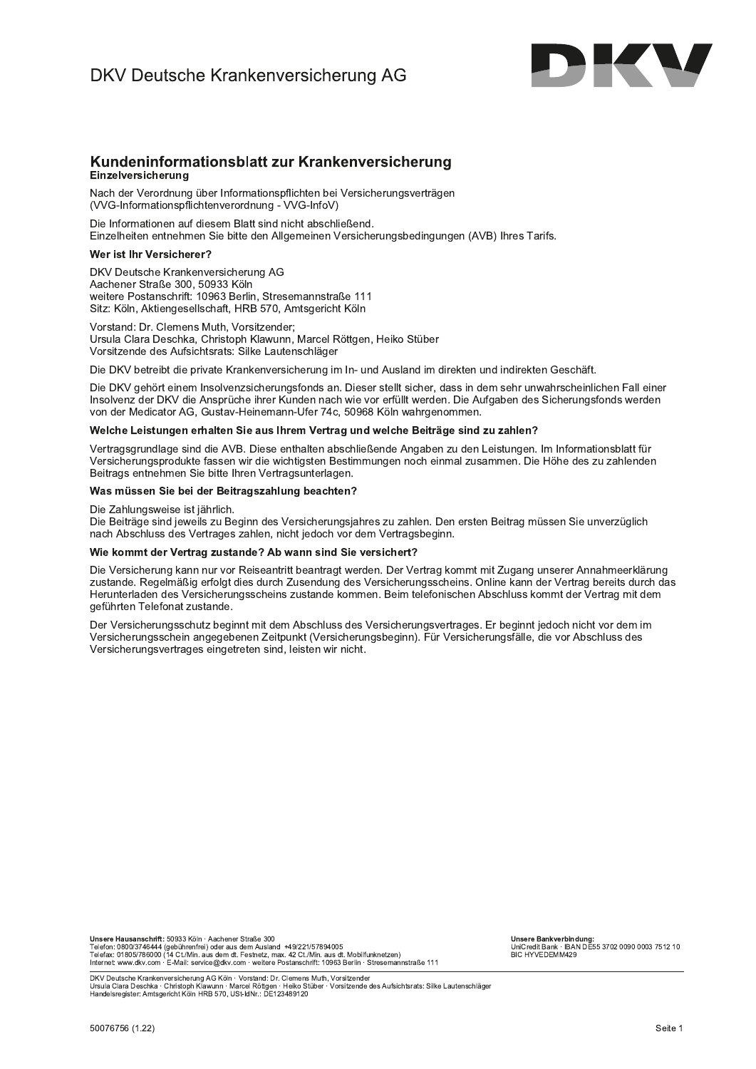DKV Deutsche Krankenversicherung AG

## Kundeninformationsblatt zur Krankenversicherung

**Einzelversicherung**

Nach der Verordnung über Informationspflichten bei Versicherungsverträgen (VVG-Informationspflichtenverordnung - VVG-InfoV)

Die Informationen auf diesem Blatt sind nicht abschließend.
Einzelheiten entnehmen Sie bitte den Allgemeinen Versicherungsbedingungen (AVB) Ihres Tarifs.

### Wer ist Ihr Versicherer?

DKV Deutsche Krankenversicherung AG
Aachener Straße 300, 50933 Köln
weitere Postanschrift: 10963 Berlin, Stresemannstraße 111
Sitz: Köln, Aktiengesellschaft, HRB 570, Amtsgericht Köln

Vorstand: Dr. Clemens Muth, Vorsitzender;
Ursula Clara Deschka, Christoph Klawunn, Marcel Röttgen, Heiko Stüber
Vorsitzende des Aufsichtsrats: Silke Lautenschläger

Die DKV betreibt die private Krankenversicherung im In- und Ausland im direkten und indirekten Geschäft.

Die DKV gehört einem Insolvenzsicherungsfonds an. Dieser stellt sicher, dass in dem sehr unwahrscheinlichen Fall einer Insolvenz der DKV die Ansprüche ihrer Kunden nach wie vor erfüllt werden. Die Aufgaben des Sicherungsfonds werden von der Medicator AG, Gustav-Heinemann-Ufer 74c, 50968 Köln wahrgenommen.

### Welche Leistungen erhalten Sie aus Ihrem Vertrag und welche Beiträge sind zu zahlen?

Vertragsgrundlage sind die AVB. Diese enthalten abschließende Angaben zu den Leistungen. Im Informationsblatt für Versicherungsprodukte fassen wir die wichtigsten Bestimmungen noch einmal zusammen. Die Höhe des zu zahlenden Beitrags entnehmen Sie bitte Ihren Vertragsunterlagen.

### Was müssen Sie bei der Beitragszahlung beachten?

Die Zahlungsweise ist jährlich.
Die Beiträge sind jeweils zu Beginn des Versicherungsjahres zu zahlen. Den ersten Beitrag müssen Sie unverzüglich nach Abschluss des Vertrages zahlen, nicht jedoch vor dem Vertragsbeginn.

### Wie kommt der Vertrag zustande? Ab wann sind Sie versichert?

Die Versicherung kann nur vor Reiseantritt beantragt werden. Der Vertrag kommt mit Zugang unserer Annahmeerklärung zustande. Regelmäßig erfolgt dies durch Zusendung des Versicherungsscheins. Online kann der Vertrag bereits durch das Herunterladen des Versicherungsscheins zustande kommen. Beim telefonischen Abschluss kommt der Vertrag mit dem geführten Telefonat zustande.

Der Versicherungsschutz beginnt mit dem Abschluss des Versicherungsvertrages. Er beginnt jedoch nicht vor dem im Versicherungsschein angegebenen Zeitpunkt (Versicherungsbeginn). Für Versicherungsfälle, die vor Abschluss des Versicherungsvertrages eingetreten sind, leisten wir nicht.

**Unsere Hausanschrift:** 50933 Köln · Aachener Straße 300
Telefon: 0800/3746444 (gebührenfrei) oder aus dem Ausland +49/221/57894005
Telefax: 01805/786000 (14 Ct./Min. aus dem dt. Festnetz, max. 42 Ct./Min. aus dt. Mobilfunknetzen)
Internet: www.dkv.com · E-Mail: service@dkv.com · weitere Postanschrift: 10963 Berlin · Stresemannstraße 111

**Unsere Bankverbindung:**
UniCredit Bank · IBAN DE55 3702 0090 0003 7512 10
BIC HYVEDEMM429

DKV Deutsche Krankenversicherung AG Köln · Vorstand: Dr. Clemens Muth, Vorsitzender
Ursula Clara Deschka · Christoph Klawunn · Marcel Röttgen · Heiko Stüber · Vorsitzende des Aufsichtsrats: Silke Lautenschläger
Handelsregister: Amtsgericht Köln HRB 570, USt-IdNr.: DE123489120

50076756 (1.22)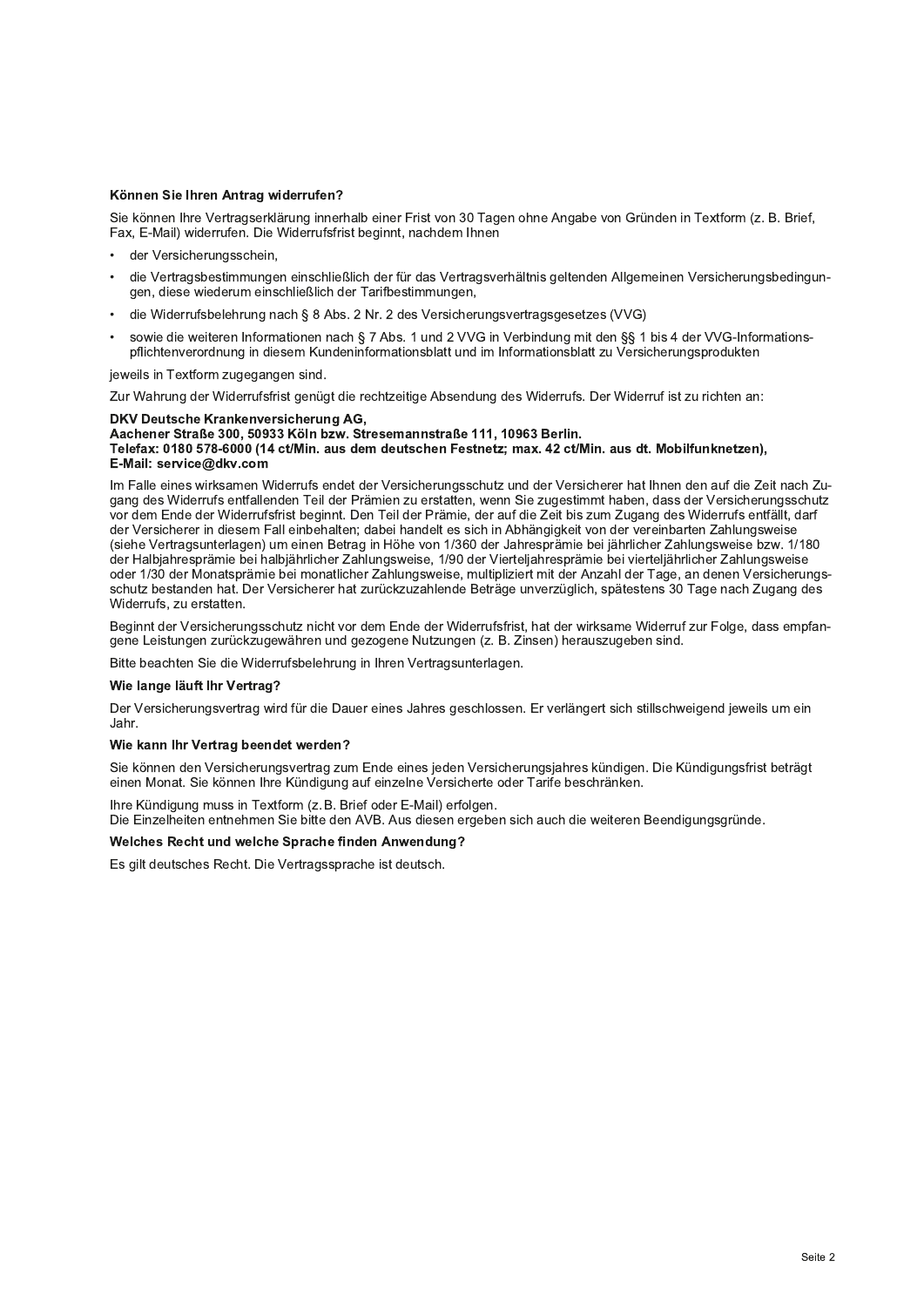**Können Sie Ihren Antrag widerrufen?**

Sie können Ihre Vertragserklärung innerhalb einer Frist von 30 Tagen ohne Angabe von Gründen in Textform (z. B. Brief, Fax, E-Mail) widerrufen. Die Widerrufsfrist beginnt, nachdem Ihnen

- der Versicherungsschein,
- die Vertragsbestimmungen einschließlich der für das Vertragsverhältnis geltenden Allgemeinen Versicherungsbedingungen, diese wiederum einschließlich der Tarifbestimmungen,
- die Widerrufsbelehrung nach § 8 Abs. 2 Nr. 2 des Versicherungsvertragsgesetzes (VVG)
- sowie die weiteren Informationen nach § 7 Abs. 1 und 2 VVG in Verbindung mit den §§ 1 bis 4 der VVG-Informationspflichtenverordnung in diesem Kundeninformationsblatt und im Informationsblatt zu Versicherungsprodukten

jeweils in Textform zugegangen sind.

Zur Wahrung der Widerrufsfrist genügt die rechtzeitige Absendung des Widerrufs. Der Widerruf ist zu richten an:

**DKV Deutsche Krankenversicherung AG,**
**Aachener Straße 300, 50933 Köln bzw. Stresemannstraße 111, 10963 Berlin.**
**Telefax: 0180 578-6000 (14 ct/Min. aus dem deutschen Festnetz; max. 42 ct/Min. aus dt. Mobilfunknetzen),**
**E-Mail: service@dkv.com**

Im Falle eines wirksamen Widerrufs endet der Versicherungsschutz und der Versicherer hat Ihnen den auf die Zeit nach Zugang des Widerrufs entfallenden Teil der Prämien zu erstatten, wenn Sie zugestimmt haben, dass der Versicherungsschutz vor dem Ende der Widerrufsfrist beginnt. Den Teil der Prämie, der auf die Zeit bis zum Zugang des Widerrufs entfällt, darf der Versicherer in diesem Fall einbehalten; dabei handelt es sich in Abhängigkeit von der vereinbarten Zahlungsweise (siehe Vertragsunterlagen) um einen Betrag in Höhe von 1/360 der Jahresprämie bei jährlicher Zahlungsweise bzw. 1/180 der Halbjahresprämie bei halbjährlicher Zahlungsweise, 1/90 der Vierteljahresprämie bei vierteljährlicher Zahlungsweise oder 1/30 der Monatsprämie bei monatlicher Zahlungsweise, multipliziert mit der Anzahl der Tage, an denen Versicherungsschutz bestanden hat. Der Versicherer hat zurückzuzahlende Beträge unverzüglich, spätestens 30 Tage nach Zugang des Widerrufs, zu erstatten.

Beginnt der Versicherungsschutz nicht vor dem Ende der Widerrufsfrist, hat der wirksame Widerruf zur Folge, dass empfangene Leistungen zurückzugewähren und gezogene Nutzungen (z. B. Zinsen) herauszugeben sind.

Bitte beachten Sie die Widerrufsbelehrung in Ihren Vertragsunterlagen.

**Wie lange läuft Ihr Vertrag?**

Der Versicherungsvertrag wird für die Dauer eines Jahres geschlossen. Er verlängert sich stillschweigend jeweils um ein Jahr.

**Wie kann Ihr Vertrag beendet werden?**

Sie können den Versicherungsvertrag zum Ende eines jeden Versicherungsjahres kündigen. Die Kündigungsfrist beträgt einen Monat. Sie können Ihre Kündigung auf einzelne Versicherte oder Tarife beschränken.

Ihre Kündigung muss in Textform (z. B. Brief oder E-Mail) erfolgen.
Die Einzelheiten entnehmen Sie bitte den AVB. Aus diesen ergeben sich auch die weiteren Beendigungsgründe.

**Welches Recht und welche Sprache finden Anwendung?**

Es gilt deutsches Recht. Die Vertragssprache ist deutsch.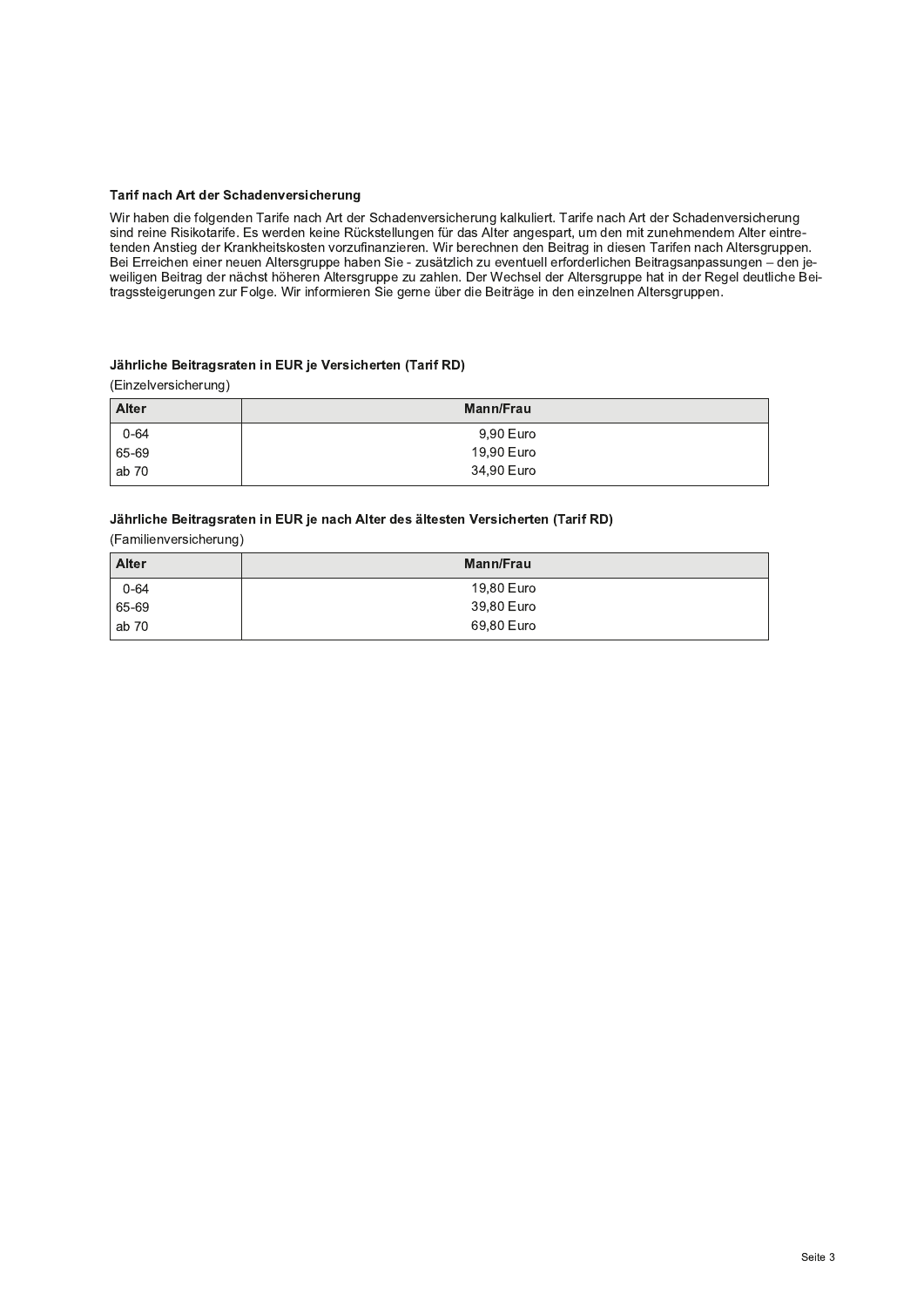### Tarif nach Art der Schadenversicherung

Wir haben die folgenden Tarife nach Art der Schadenversicherung kalkuliert. Tarife nach Art der Schadenversicherung sind reine Risikotarife. Es werden keine Rückstellungen für das Alter angespart, um den mit zunehmendem Alter eintretenden Anstieg der Krankheitskosten vorzufinanzieren. Wir berechnen den Beitrag in diesen Tarifen nach Altersgruppen. Bei Erreichen einer neuen Altersgruppe haben Sie - zusätzlich zu eventuell erforderlichen Beitragsanpassungen – den jeweiligen Beitrag der nächst höheren Altersgruppe zu zahlen. Der Wechsel der Altersgruppe hat in der Regel deutliche Beitragssteigerungen zur Folge. Wir informieren Sie gerne über die Beiträge in den einzelnen Altersgruppen.

**Jährliche Beitragsraten in EUR je Versicherten (Tarif RD)**

(Einzelversicherung)

| Alter | Mann/Frau |
|---|---|
| 0-64 | 9,90 Euro |
| 65-69 | 19,90 Euro |
| ab 70 | 34,90 Euro |

**Jährliche Beitragsraten in EUR je nach Alter des ältesten Versicherten (Tarif RD)**

(Familienversicherung)

| Alter | Mann/Frau |
|---|---|
| 0-64 | 19,80 Euro |
| 65-69 | 39,80 Euro |
| ab 70 | 69,80 Euro |